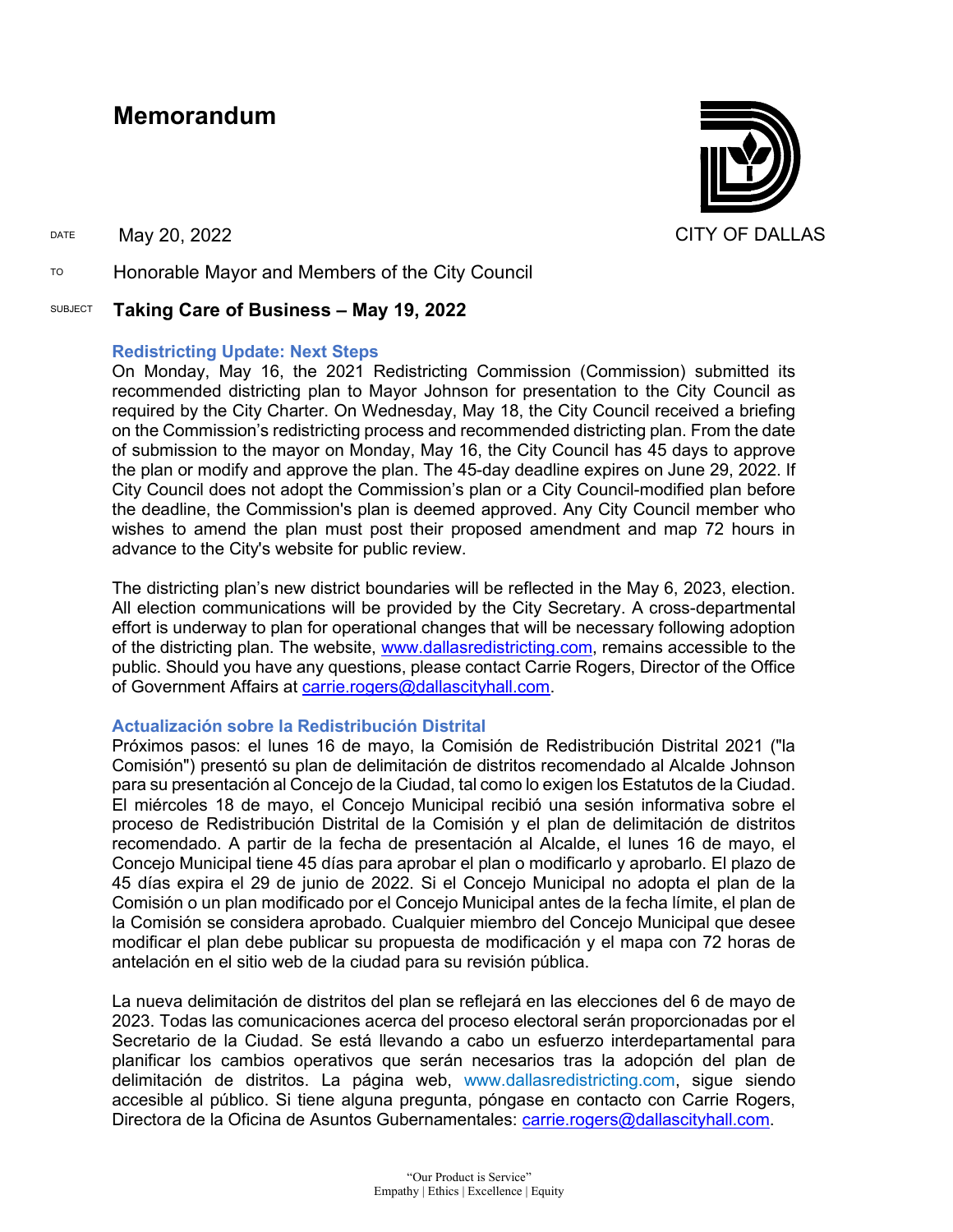# Memorandum

CITY OF DALLAS

DATE May 20, 2022

TO Honorable Mayor and Members of the City Council

SUBJECT **Taking Care of Business – May 19, 2022**

## Redistricting Update: Next Steps

On Monday, May 16, the 2021 Redistricting Commission (Commission) submitted its recommended districting plan to Mayor Johnson for presentation to the City Council as required by the City Charter. On Wednesday, May 18, the City Council received a briefing on the Commission's redistricting process and recommended districting plan. From the date of submission to the mayor on Monday, May 16, the City Council has 45 days to approve the plan or modify and approve the plan. The 45-day deadline expires on June 29, 2022. If City Council does not adopt the Commission's plan or a City Council-modified plan before the deadline, the Commission's plan is deemed approved. Any City Council member who wishes to amend the plan must post their proposed amendment and map 72 hours in advance to the City's website for public review.

The districting plan's new district boundaries will be reflected in the May 6, 2023, election. All election communications will be provided by the City Secretary. A cross-departmental effort is underway to plan for operational changes that will be necessary following adoption of the districting plan. The website, www.dallasredistricting.com, remains accessible to the public. Should you have any questions, please contact Carrie Rogers, Director of the Office of Government Affairs at carrie.rogers@dallascityhall.com.

## Actualización sobre la Redistribución Distrital

Próximos pasos: el lunes 16 de mayo, la Comisión de Redistribución Distrital 2021 ("la Comisión") presentó su plan de delimitación de distritos recomendado al Alcalde Johnson para su presentación al Concejo de la Ciudad, tal como lo exigen los Estatutos de la Ciudad. El miércoles 18 de mayo, el Concejo Municipal recibió una sesión informativa sobre el proceso de Redistribución Distrital de la Comisión y el plan de delimitación de distritos recomendado. A partir de la fecha de presentación al Alcalde, el lunes 16 de mayo, el Concejo Municipal tiene 45 días para aprobar el plan o modificarlo y aprobarlo. El plazo de 45 días expira el 29 de junio de 2022. Si el Concejo Municipal no adopta el plan de la Comisión o un plan modificado por el Concejo Municipal antes de la fecha límite, el plan de la Comisión se considera aprobado. Cualquier miembro del Concejo Municipal que desee modificar el plan debe publicar su propuesta de modificación y el mapa con 72 horas de antelación en el sitio web de la ciudad para su revisión pública.

La nueva delimitación de distritos del plan se reflejará en las elecciones del 6 de mayo de 2023. Todas las comunicaciones acerca del proceso electoral serán proporcionadas por el Secretario de la Ciudad. Se está llevando a cabo un esfuerzo interdepartamental para planificar los cambios operativos que serán necesarios tras la adopción del plan de delimitación de distritos. La página web, www.dallasredistricting.com, sigue siendo accesible al público. Si tiene alguna pregunta, póngase en contacto con Carrie Rogers, Directora de la Oficina de Asuntos Gubernamentales: carrie.rogers@dallascityhall.com.

"Our Product is Service"
Empathy | Ethics | Excellence | Equity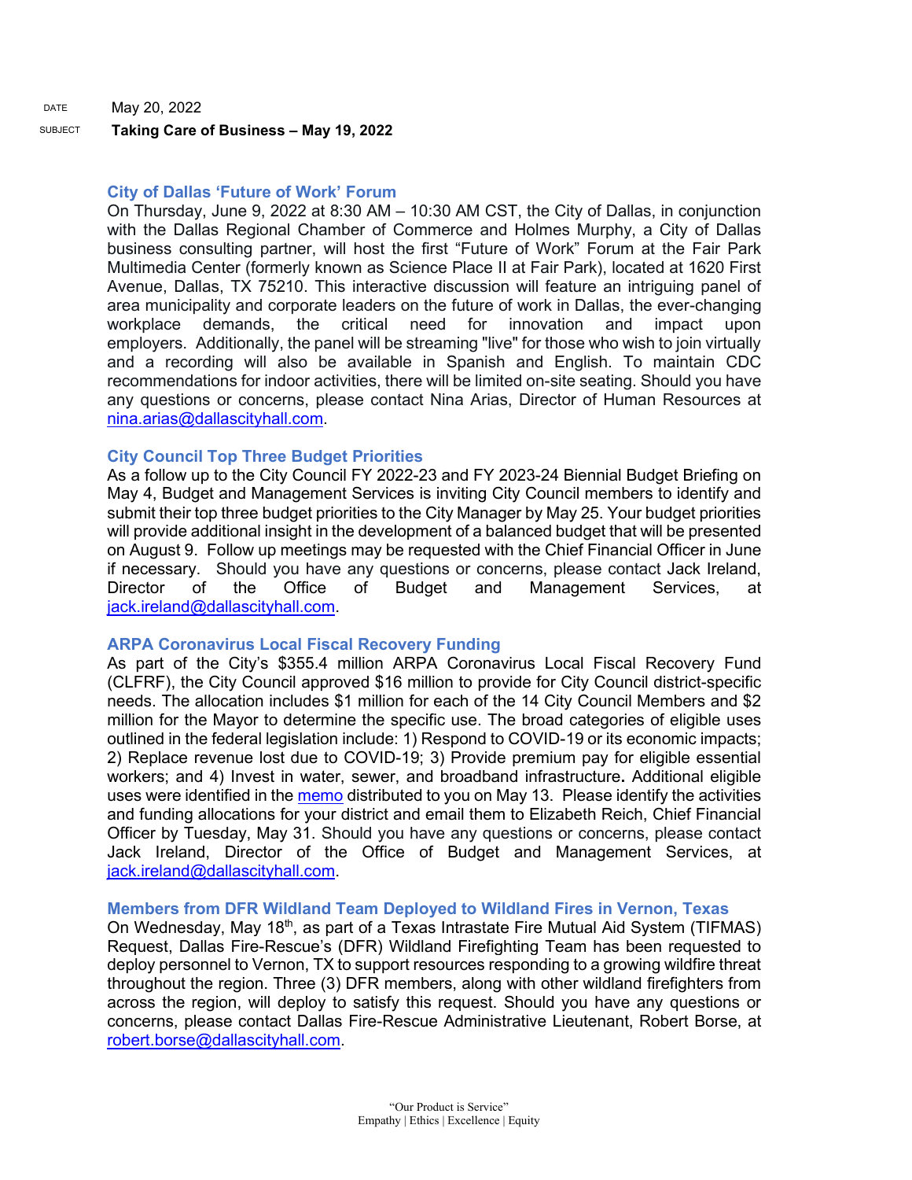DATE May 20, 2022

SUBJECT **Taking Care of Business – May 19, 2022**

## City of Dallas 'Future of Work' Forum

On Thursday, June 9, 2022 at 8:30 AM – 10:30 AM CST, the City of Dallas, in conjunction with the Dallas Regional Chamber of Commerce and Holmes Murphy, a City of Dallas business consulting partner, will host the first "Future of Work" Forum at the Fair Park Multimedia Center (formerly known as Science Place II at Fair Park), located at 1620 First Avenue, Dallas, TX 75210. This interactive discussion will feature an intriguing panel of area municipality and corporate leaders on the future of work in Dallas, the ever-changing workplace demands, the critical need for innovation and impact upon employers. Additionally, the panel will be streaming "live" for those who wish to join virtually and a recording will also be available in Spanish and English. To maintain CDC recommendations for indoor activities, there will be limited on-site seating. Should you have any questions or concerns, please contact Nina Arias, Director of Human Resources at nina.arias@dallascityhall.com.

## City Council Top Three Budget Priorities

As a follow up to the City Council FY 2022-23 and FY 2023-24 Biennial Budget Briefing on May 4, Budget and Management Services is inviting City Council members to identify and submit their top three budget priorities to the City Manager by May 25. Your budget priorities will provide additional insight in the development of a balanced budget that will be presented on August 9. Follow up meetings may be requested with the Chief Financial Officer in June if necessary. Should you have any questions or concerns, please contact Jack Ireland, Director of the Office of Budget and Management Services, at jack.ireland@dallascityhall.com.

## ARPA Coronavirus Local Fiscal Recovery Funding

As part of the City's $355.4 million ARPA Coronavirus Local Fiscal Recovery Fund (CLFRF), the City Council approved $16 million to provide for City Council district-specific needs. The allocation includes $1 million for each of the 14 City Council Members and $2 million for the Mayor to determine the specific use. The broad categories of eligible uses outlined in the federal legislation include: 1) Respond to COVID-19 or its economic impacts; 2) Replace revenue lost due to COVID-19; 3) Provide premium pay for eligible essential workers; and 4) Invest in water, sewer, and broadband infrastructure. Additional eligible uses were identified in the memo distributed to you on May 13. Please identify the activities and funding allocations for your district and email them to Elizabeth Reich, Chief Financial Officer by Tuesday, May 31. Should you have any questions or concerns, please contact Jack Ireland, Director of the Office of Budget and Management Services, at jack.ireland@dallascityhall.com.

## Members from DFR Wildland Team Deployed to Wildland Fires in Vernon, Texas

On Wednesday, May 18th, as part of a Texas Intrastate Fire Mutual Aid System (TIFMAS) Request, Dallas Fire-Rescue's (DFR) Wildland Firefighting Team has been requested to deploy personnel to Vernon, TX to support resources responding to a growing wildfire threat throughout the region. Three (3) DFR members, along with other wildland firefighters from across the region, will deploy to satisfy this request. Should you have any questions or concerns, please contact Dallas Fire-Rescue Administrative Lieutenant, Robert Borse, at robert.borse@dallascityhall.com.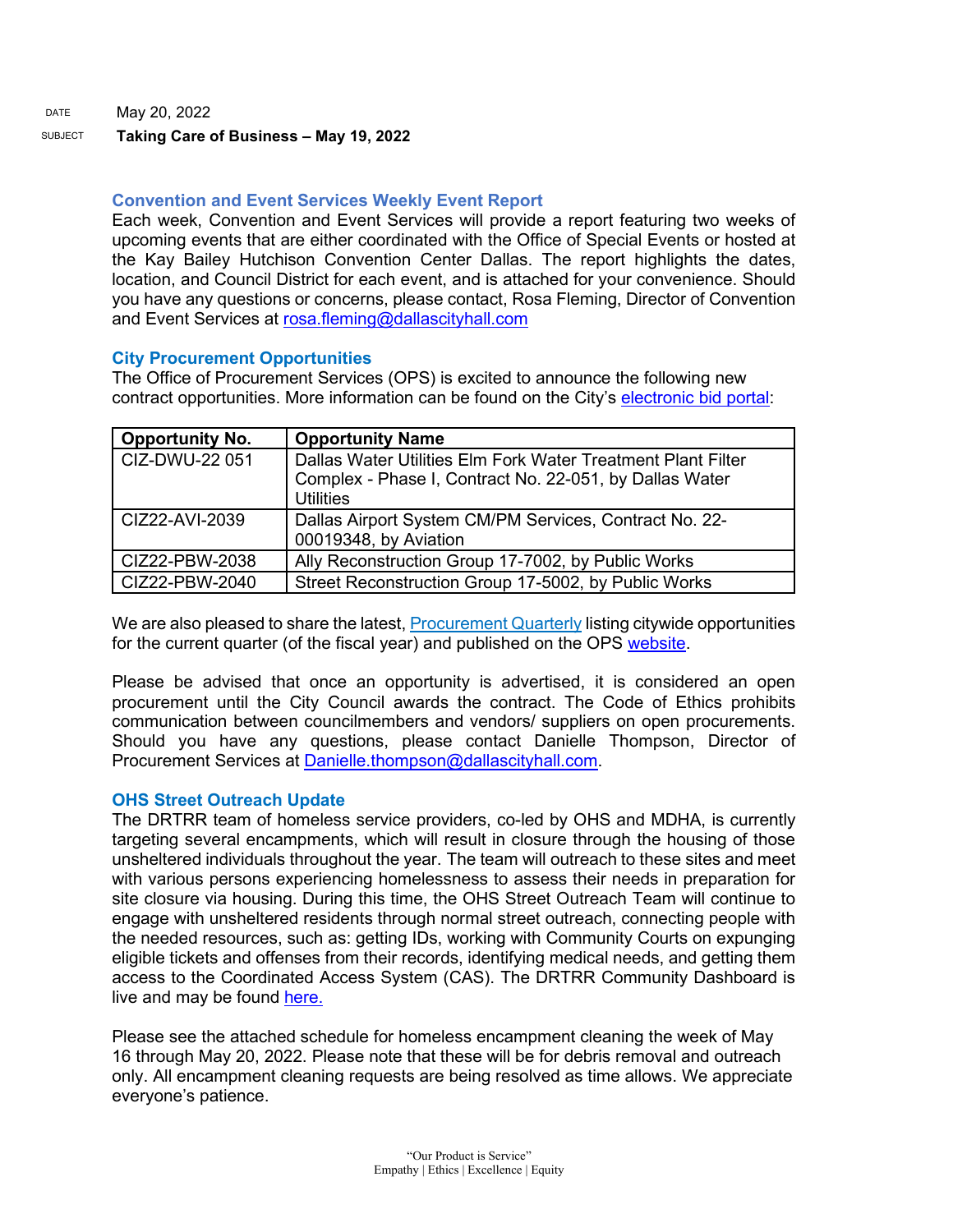DATE May 20, 2022

SUBJECT **Taking Care of Business – May 19, 2022**

## Convention and Event Services Weekly Event Report

Each week, Convention and Event Services will provide a report featuring two weeks of upcoming events that are either coordinated with the Office of Special Events or hosted at the Kay Bailey Hutchison Convention Center Dallas. The report highlights the dates, location, and Council District for each event, and is attached for your convenience. Should you have any questions or concerns, please contact, Rosa Fleming, Director of Convention and Event Services at rosa.fleming@dallascityhall.com

## City Procurement Opportunities

The Office of Procurement Services (OPS) is excited to announce the following new contract opportunities. More information can be found on the City's electronic bid portal:

| Opportunity No. | Opportunity Name |
|---|---|
| CIZ-DWU-22 051 | Dallas Water Utilities Elm Fork Water Treatment Plant Filter Complex - Phase I, Contract No. 22-051, by Dallas Water Utilities |
| CIZ22-AVI-2039 | Dallas Airport System CM/PM Services, Contract No. 22-00019348, by Aviation |
| CIZ22-PBW-2038 | Ally Reconstruction Group 17-7002, by Public Works |
| CIZ22-PBW-2040 | Street Reconstruction Group 17-5002, by Public Works |

We are also pleased to share the latest, Procurement Quarterly listing citywide opportunities for the current quarter (of the fiscal year) and published on the OPS website.

Please be advised that once an opportunity is advertised, it is considered an open procurement until the City Council awards the contract. The Code of Ethics prohibits communication between councilmembers and vendors/ suppliers on open procurements. Should you have any questions, please contact Danielle Thompson, Director of Procurement Services at Danielle.thompson@dallascityhall.com.

## OHS Street Outreach Update

The DRTRR team of homeless service providers, co-led by OHS and MDHA, is currently targeting several encampments, which will result in closure through the housing of those unsheltered individuals throughout the year. The team will outreach to these sites and meet with various persons experiencing homelessness to assess their needs in preparation for site closure via housing. During this time, the OHS Street Outreach Team will continue to engage with unsheltered residents through normal street outreach, connecting people with the needed resources, such as: getting IDs, working with Community Courts on expunging eligible tickets and offenses from their records, identifying medical needs, and getting them access to the Coordinated Access System (CAS). The DRTRR Community Dashboard is live and may be found here.

Please see the attached schedule for homeless encampment cleaning the week of May 16 through May 20, 2022. Please note that these will be for debris removal and outreach only. All encampment cleaning requests are being resolved as time allows. We appreciate everyone's patience.

"Our Product is Service"
Empathy | Ethics | Excellence | Equity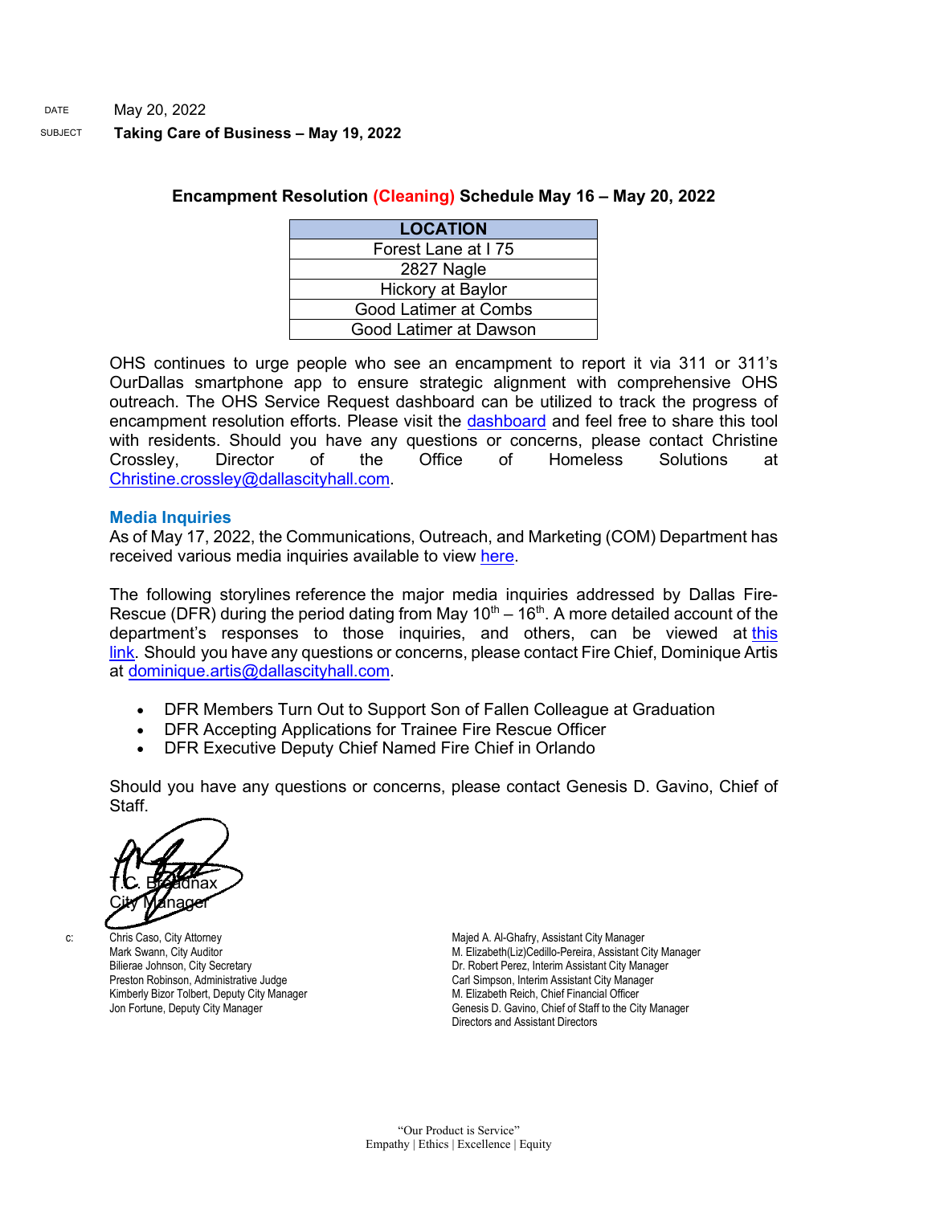DATE May 20, 2022

SUBJECT **Taking Care of Business – May 19, 2022**

### Encampment Resolution (Cleaning) Schedule May 16 – May 20, 2022

| LOCATION |
|---|
| Forest Lane at I 75 |
| 2827 Nagle |
| Hickory at Baylor |
| Good Latimer at Combs |
| Good Latimer at Dawson |

OHS continues to urge people who see an encampment to report it via 311 or 311's OurDallas smartphone app to ensure strategic alignment with comprehensive OHS outreach. The OHS Service Request dashboard can be utilized to track the progress of encampment resolution efforts. Please visit the dashboard and feel free to share this tool with residents. Should you have any questions or concerns, please contact Christine Crossley, Director of the Office of Homeless Solutions at Christine.crossley@dallascityhall.com.

### Media Inquiries

As of May 17, 2022, the Communications, Outreach, and Marketing (COM) Department has received various media inquiries available to view here.

The following storylines reference the major media inquiries addressed by Dallas Fire-Rescue (DFR) during the period dating from May 10th – 16th. A more detailed account of the department's responses to those inquiries, and others, can be viewed at this link. Should you have any questions or concerns, please contact Fire Chief, Dominique Artis at dominique.artis@dallascityhall.com.

- DFR Members Turn Out to Support Son of Fallen Colleague at Graduation
- DFR Accepting Applications for Trainee Fire Rescue Officer
- DFR Executive Deputy Chief Named Fire Chief in Orlando

Should you have any questions or concerns, please contact Genesis D. Gavino, Chief of Staff.

T.C. Broadnax
City Manager

c:
Chris Caso, City Attorney
Mark Swann, City Auditor
Bilierae Johnson, City Secretary
Preston Robinson, Administrative Judge
Kimberly Bizor Tolbert, Deputy City Manager
Jon Fortune, Deputy City Manager
Majed A. Al-Ghafry, Assistant City Manager
M. Elizabeth(Liz)Cedillo-Pereira, Assistant City Manager
Dr. Robert Perez, Interim Assistant City Manager
Carl Simpson, Interim Assistant City Manager
M. Elizabeth Reich, Chief Financial Officer
Genesis D. Gavino, Chief of Staff to the City Manager
Directors and Assistant Directors

"Our Product is Service"
Empathy | Ethics | Excellence | Equity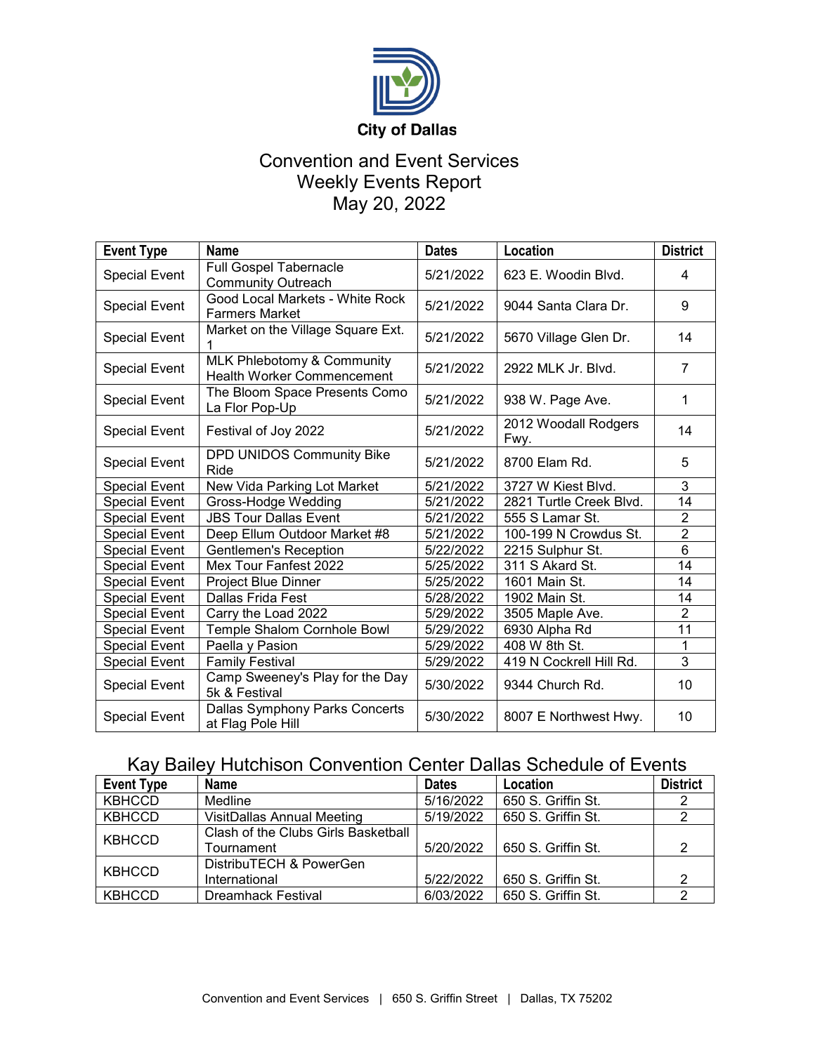**City of Dallas**

# Convention and Event Services
# Weekly Events Report
# May 20, 2022

| Event Type | Name | Dates | Location | District |
|---|---|---|---|---|
| Special Event | Full Gospel Tabernacle Community Outreach | 5/21/2022 | 623 E. Woodin Blvd. | 4 |
| Special Event | Good Local Markets - White Rock Farmers Market | 5/21/2022 | 9044 Santa Clara Dr. | 9 |
| Special Event | Market on the Village Square Ext. 1 | 5/21/2022 | 5670 Village Glen Dr. | 14 |
| Special Event | MLK Phlebotomy & Community Health Worker Commencement | 5/21/2022 | 2922 MLK Jr. Blvd. | 7 |
| Special Event | The Bloom Space Presents Como La Flor Pop-Up | 5/21/2022 | 938 W. Page Ave. | 1 |
| Special Event | Festival of Joy 2022 | 5/21/2022 | 2012 Woodall Rodgers Fwy. | 14 |
| Special Event | DPD UNIDOS Community Bike Ride | 5/21/2022 | 8700 Elam Rd. | 5 |
| Special Event | New Vida Parking Lot Market | 5/21/2022 | 3727 W Kiest Blvd. | 3 |
| Special Event | Gross-Hodge Wedding | 5/21/2022 | 2821 Turtle Creek Blvd. | 14 |
| Special Event | JBS Tour Dallas Event | 5/21/2022 | 555 S Lamar St. | 2 |
| Special Event | Deep Ellum Outdoor Market #8 | 5/21/2022 | 100-199 N Crowdus St. | 2 |
| Special Event | Gentlemen's Reception | 5/22/2022 | 2215 Sulphur St. | 6 |
| Special Event | Mex Tour Fanfest 2022 | 5/25/2022 | 311 S Akard St. | 14 |
| Special Event | Project Blue Dinner | 5/25/2022 | 1601 Main St. | 14 |
| Special Event | Dallas Frida Fest | 5/28/2022 | 1902 Main St. | 14 |
| Special Event | Carry the Load 2022 | 5/29/2022 | 3505 Maple Ave. | 2 |
| Special Event | Temple Shalom Cornhole Bowl | 5/29/2022 | 6930 Alpha Rd | 11 |
| Special Event | Paella y Pasion | 5/29/2022 | 408 W 8th St. | 1 |
| Special Event | Family Festival | 5/29/2022 | 419 N Cockrell Hill Rd. | 3 |
| Special Event | Camp Sweeney's Play for the Day 5k & Festival | 5/30/2022 | 9344 Church Rd. | 10 |
| Special Event | Dallas Symphony Parks Concerts at Flag Pole Hill | 5/30/2022 | 8007 E Northwest Hwy. | 10 |

## Kay Bailey Hutchison Convention Center Dallas Schedule of Events

| Event Type | Name | Dates | Location | District |
|---|---|---|---|---|
| KBHCCD | Medline | 5/16/2022 | 650 S. Griffin St. | 2 |
| KBHCCD | VisitDallas Annual Meeting | 5/19/2022 | 650 S. Griffin St. | 2 |
| KBHCCD | Clash of the Clubs Girls Basketball Tournament | 5/20/2022 | 650 S. Griffin St. | 2 |
| KBHCCD | DistribuTECH & PowerGen International | 5/22/2022 | 650 S. Griffin St. | 2 |
| KBHCCD | Dreamhack Festival | 6/03/2022 | 650 S. Griffin St. | 2 |

Convention and Event Services | 650 S. Griffin Street | Dallas, TX 75202